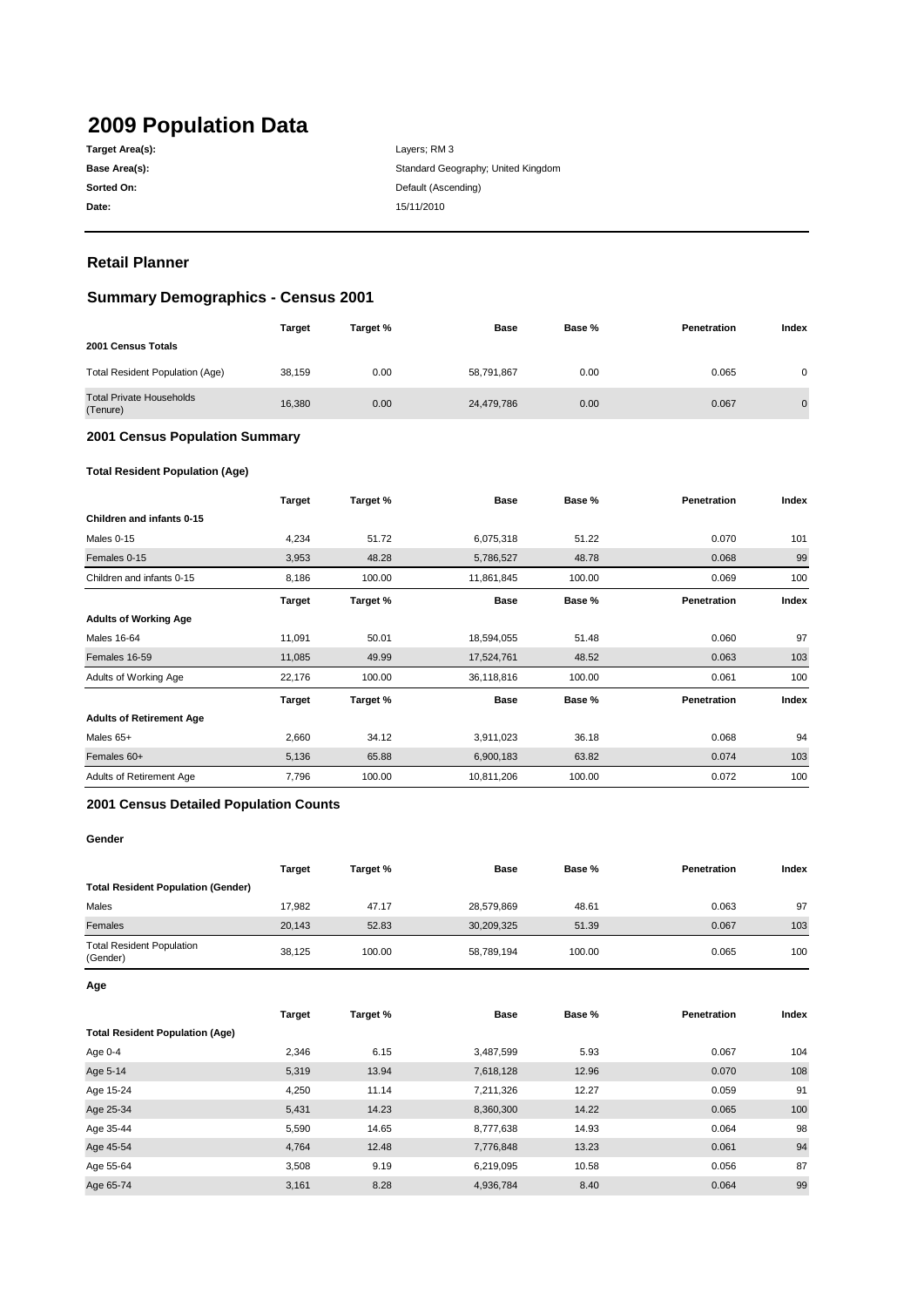# 2009 Population Data

| | |
|---|---|
| **Target Area(s):** | Layers; RM 3 |
| **Base Area(s):** | Standard Geography; United Kingdom |
| **Sorted On:** | Default (Ascending) |
| **Date:** | 15/11/2010 |

## Retail Planner

## Summary Demographics - Census 2001

| | Target | Target % | Base | Base % | Penetration | Index |
|---|---|---|---|---|---|---|
| **2001 Census Totals** | | | | | | |
| Total Resident Population (Age) | 38,159 | 0.00 | 58,791,867 | 0.00 | 0.065 | 0 |
| Total Private Households (Tenure) | 16,380 | 0.00 | 24,479,786 | 0.00 | 0.067 | 0 |

### 2001 Census Population Summary

#### Total Resident Population (Age)

| | Target | Target % | Base | Base % | Penetration | Index |
|---|---|---|---|---|---|---|
| **Children and infants 0-15** | | | | | | |
| Males 0-15 | 4,234 | 51.72 | 6,075,318 | 51.22 | 0.070 | 101 |
| Females 0-15 | 3,953 | 48.28 | 5,786,527 | 48.78 | 0.068 | 99 |
| Children and infants 0-15 | 8,186 | 100.00 | 11,861,845 | 100.00 | 0.069 | 100 |

| | Target | Target % | Base | Base % | Penetration | Index |
|---|---|---|---|---|---|---|
| **Adults of Working Age** | | | | | | |
| Males 16-64 | 11,091 | 50.01 | 18,594,055 | 51.48 | 0.060 | 97 |
| Females 16-59 | 11,085 | 49.99 | 17,524,761 | 48.52 | 0.063 | 103 |
| Adults of Working Age | 22,176 | 100.00 | 36,118,816 | 100.00 | 0.061 | 100 |

| | Target | Target % | Base | Base % | Penetration | Index |
|---|---|---|---|---|---|---|
| **Adults of Retirement Age** | | | | | | |
| Males 65+ | 2,660 | 34.12 | 3,911,023 | 36.18 | 0.068 | 94 |
| Females 60+ | 5,136 | 65.88 | 6,900,183 | 63.82 | 0.074 | 103 |
| Adults of Retirement Age | 7,796 | 100.00 | 10,811,206 | 100.00 | 0.072 | 100 |

### 2001 Census Detailed Population Counts

#### Gender

| | Target | Target % | Base | Base % | Penetration | Index |
|---|---|---|---|---|---|---|
| **Total Resident Population (Gender)** | | | | | | |
| Males | 17,982 | 47.17 | 28,579,869 | 48.61 | 0.063 | 97 |
| Females | 20,143 | 52.83 | 30,209,325 | 51.39 | 0.067 | 103 |
| Total Resident Population (Gender) | 38,125 | 100.00 | 58,789,194 | 100.00 | 0.065 | 100 |

#### Age

| | Target | Target % | Base | Base % | Penetration | Index |
|---|---|---|---|---|---|---|
| **Total Resident Population (Age)** | | | | | | |
| Age 0-4 | 2,346 | 6.15 | 3,487,599 | 5.93 | 0.067 | 104 |
| Age 5-14 | 5,319 | 13.94 | 7,618,128 | 12.96 | 0.070 | 108 |
| Age 15-24 | 4,250 | 11.14 | 7,211,326 | 12.27 | 0.059 | 91 |
| Age 25-34 | 5,431 | 14.23 | 8,360,300 | 14.22 | 0.065 | 100 |
| Age 35-44 | 5,590 | 14.65 | 8,777,638 | 14.93 | 0.064 | 98 |
| Age 45-54 | 4,764 | 12.48 | 7,776,848 | 13.23 | 0.061 | 94 |
| Age 55-64 | 3,508 | 9.19 | 6,219,095 | 10.58 | 0.056 | 87 |
| Age 65-74 | 3,161 | 8.28 | 4,936,784 | 8.40 | 0.064 | 99 |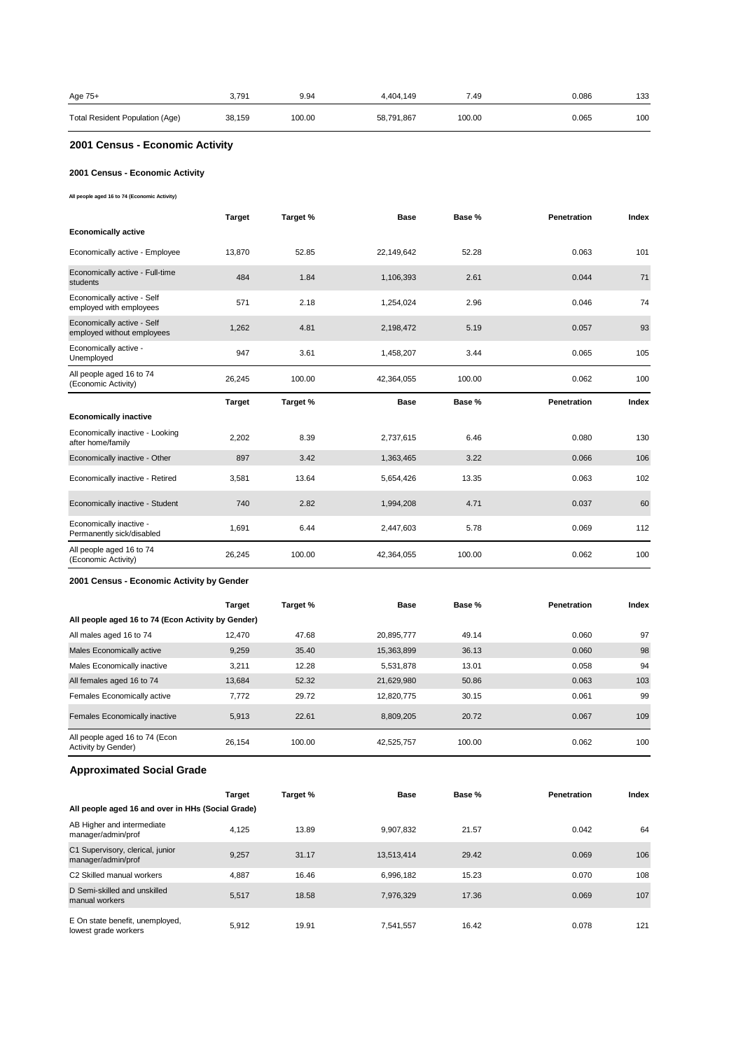| | Target | Target % | Base | Base % | Penetration | Index |
|---|---|---|---|---|---|---|
| Age 75+ | 3,791 | 9.94 | 4,404,149 | 7.49 | 0.086 | 133 |
| Total Resident Population (Age) | 38,159 | 100.00 | 58,791,867 | 100.00 | 0.065 | 100 |

## 2001 Census - Economic Activity

### 2001 Census - Economic Activity

All people aged 16 to 74 (Economic Activity)

| | Target | Target % | Base | Base % | Penetration | Index |
|---|---|---|---|---|---|---|
| **Economically active** | | | | | | |
| Economically active - Employee | 13,870 | 52.85 | 22,149,642 | 52.28 | 0.063 | 101 |
| Economically active - Full-time students | 484 | 1.84 | 1,106,393 | 2.61 | 0.044 | 71 |
| Economically active - Self employed with employees | 571 | 2.18 | 1,254,024 | 2.96 | 0.046 | 74 |
| Economically active - Self employed without employees | 1,262 | 4.81 | 2,198,472 | 5.19 | 0.057 | 93 |
| Economically active - Unemployed | 947 | 3.61 | 1,458,207 | 3.44 | 0.065 | 105 |
| All people aged 16 to 74 (Economic Activity) | 26,245 | 100.00 | 42,364,055 | 100.00 | 0.062 | 100 |

| | Target | Target % | Base | Base % | Penetration | Index |
|---|---|---|---|---|---|---|
| **Economically inactive** | | | | | | |
| Economically inactive - Looking after home/family | 2,202 | 8.39 | 2,737,615 | 6.46 | 0.080 | 130 |
| Economically inactive - Other | 897 | 3.42 | 1,363,465 | 3.22 | 0.066 | 106 |
| Economically inactive - Retired | 3,581 | 13.64 | 5,654,426 | 13.35 | 0.063 | 102 |
| Economically inactive - Student | 740 | 2.82 | 1,994,208 | 4.71 | 0.037 | 60 |
| Economically inactive - Permanently sick/disabled | 1,691 | 6.44 | 2,447,603 | 5.78 | 0.069 | 112 |
| All people aged 16 to 74 (Economic Activity) | 26,245 | 100.00 | 42,364,055 | 100.00 | 0.062 | 100 |

### 2001 Census - Economic Activity by Gender

| | Target | Target % | Base | Base % | Penetration | Index |
|---|---|---|---|---|---|---|
| **All people aged 16 to 74 (Econ Activity by Gender)** | | | | | | |
| All males aged 16 to 74 | 12,470 | 47.68 | 20,895,777 | 49.14 | 0.060 | 97 |
| Males Economically active | 9,259 | 35.40 | 15,363,899 | 36.13 | 0.060 | 98 |
| Males Economically inactive | 3,211 | 12.28 | 5,531,878 | 13.01 | 0.058 | 94 |
| All females aged 16 to 74 | 13,684 | 52.32 | 21,629,980 | 50.86 | 0.063 | 103 |
| Females Economically active | 7,772 | 29.72 | 12,820,775 | 30.15 | 0.061 | 99 |
| Females Economically inactive | 5,913 | 22.61 | 8,809,205 | 20.72 | 0.067 | 109 |
| All people aged 16 to 74 (Econ Activity by Gender) | 26,154 | 100.00 | 42,525,757 | 100.00 | 0.062 | 100 |

## Approximated Social Grade

| | Target | Target % | Base | Base % | Penetration | Index |
|---|---|---|---|---|---|---|
| **All people aged 16 and over in HHs (Social Grade)** | | | | | | |
| AB Higher and intermediate manager/admin/prof | 4,125 | 13.89 | 9,907,832 | 21.57 | 0.042 | 64 |
| C1 Supervisory, clerical, junior manager/admin/prof | 9,257 | 31.17 | 13,513,414 | 29.42 | 0.069 | 106 |
| C2 Skilled manual workers | 4,887 | 16.46 | 6,996,182 | 15.23 | 0.070 | 108 |
| D Semi-skilled and unskilled manual workers | 5,517 | 18.58 | 7,976,329 | 17.36 | 0.069 | 107 |
| E On state benefit, unemployed, lowest grade workers | 5,912 | 19.91 | 7,541,557 | 16.42 | 0.078 | 121 |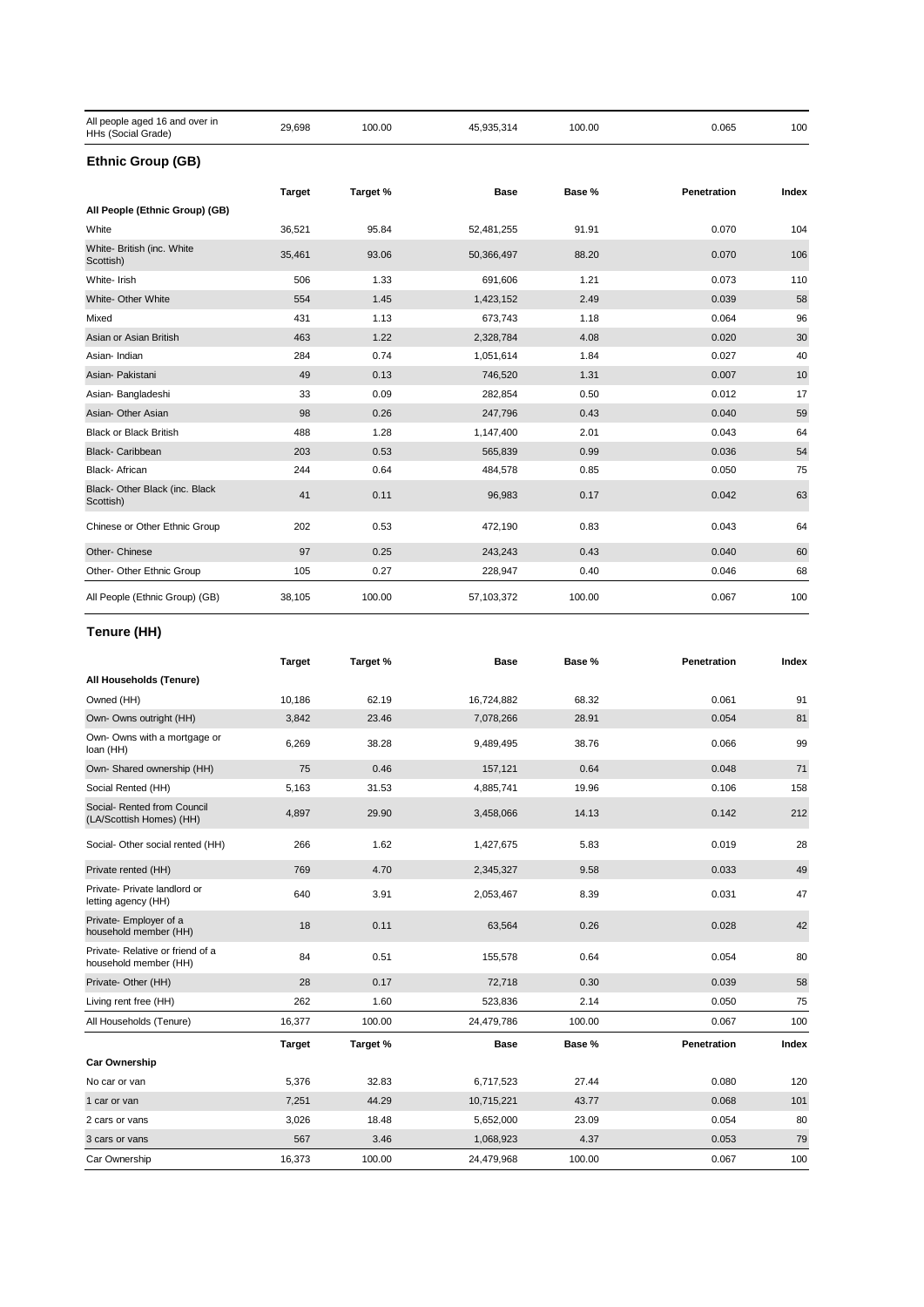| All people aged 16 and over in HHs (Social Grade) | 29,698 | 100.00 | 45,935,314 | 100.00 | 0.065 | 100 |
|---|---|---|---|---|---|---|

## Ethnic Group (GB)

| | Target | Target % | Base | Base % | Penetration | Index |
|---|---|---|---|---|---|---|
| **All People (Ethnic Group) (GB)** | | | | | | |
| White | 36,521 | 95.84 | 52,481,255 | 91.91 | 0.070 | 104 |
| White- British (inc. White Scottish) | 35,461 | 93.06 | 50,366,497 | 88.20 | 0.070 | 106 |
| White- Irish | 506 | 1.33 | 691,606 | 1.21 | 0.073 | 110 |
| White- Other White | 554 | 1.45 | 1,423,152 | 2.49 | 0.039 | 58 |
| Mixed | 431 | 1.13 | 673,743 | 1.18 | 0.064 | 96 |
| Asian or Asian British | 463 | 1.22 | 2,328,784 | 4.08 | 0.020 | 30 |
| Asian- Indian | 284 | 0.74 | 1,051,614 | 1.84 | 0.027 | 40 |
| Asian- Pakistani | 49 | 0.13 | 746,520 | 1.31 | 0.007 | 10 |
| Asian- Bangladeshi | 33 | 0.09 | 282,854 | 0.50 | 0.012 | 17 |
| Asian- Other Asian | 98 | 0.26 | 247,796 | 0.43 | 0.040 | 59 |
| Black or Black British | 488 | 1.28 | 1,147,400 | 2.01 | 0.043 | 64 |
| Black- Caribbean | 203 | 0.53 | 565,839 | 0.99 | 0.036 | 54 |
| Black- African | 244 | 0.64 | 484,578 | 0.85 | 0.050 | 75 |
| Black- Other Black (inc. Black Scottish) | 41 | 0.11 | 96,983 | 0.17 | 0.042 | 63 |
| Chinese or Other Ethnic Group | 202 | 0.53 | 472,190 | 0.83 | 0.043 | 64 |
| Other- Chinese | 97 | 0.25 | 243,243 | 0.43 | 0.040 | 60 |
| Other- Other Ethnic Group | 105 | 0.27 | 228,947 | 0.40 | 0.046 | 68 |
| All People (Ethnic Group) (GB) | 38,105 | 100.00 | 57,103,372 | 100.00 | 0.067 | 100 |

## Tenure (HH)

| | Target | Target % | Base | Base % | Penetration | Index |
|---|---|---|---|---|---|---|
| **All Households (Tenure)** | | | | | | |
| Owned (HH) | 10,186 | 62.19 | 16,724,882 | 68.32 | 0.061 | 91 |
| Own- Owns outright (HH) | 3,842 | 23.46 | 7,078,266 | 28.91 | 0.054 | 81 |
| Own- Owns with a mortgage or loan (HH) | 6,269 | 38.28 | 9,489,495 | 38.76 | 0.066 | 99 |
| Own- Shared ownership (HH) | 75 | 0.46 | 157,121 | 0.64 | 0.048 | 71 |
| Social Rented (HH) | 5,163 | 31.53 | 4,885,741 | 19.96 | 0.106 | 158 |
| Social- Rented from Council (LA/Scottish Homes) (HH) | 4,897 | 29.90 | 3,458,066 | 14.13 | 0.142 | 212 |
| Social- Other social rented (HH) | 266 | 1.62 | 1,427,675 | 5.83 | 0.019 | 28 |
| Private rented (HH) | 769 | 4.70 | 2,345,327 | 9.58 | 0.033 | 49 |
| Private- Private landlord or letting agency (HH) | 640 | 3.91 | 2,053,467 | 8.39 | 0.031 | 47 |
| Private- Employer of a household member (HH) | 18 | 0.11 | 63,564 | 0.26 | 0.028 | 42 |
| Private- Relative or friend of a household member (HH) | 84 | 0.51 | 155,578 | 0.64 | 0.054 | 80 |
| Private- Other (HH) | 28 | 0.17 | 72,718 | 0.30 | 0.039 | 58 |
| Living rent free (HH) | 262 | 1.60 | 523,836 | 2.14 | 0.050 | 75 |
| All Households (Tenure) | 16,377 | 100.00 | 24,479,786 | 100.00 | 0.067 | 100 |

| | Target | Target % | Base | Base % | Penetration | Index |
|---|---|---|---|---|---|---|
| **Car Ownership** | | | | | | |
| No car or van | 5,376 | 32.83 | 6,717,523 | 27.44 | 0.080 | 120 |
| 1 car or van | 7,251 | 44.29 | 10,715,221 | 43.77 | 0.068 | 101 |
| 2 cars or vans | 3,026 | 18.48 | 5,652,000 | 23.09 | 0.054 | 80 |
| 3 cars or vans | 567 | 3.46 | 1,068,923 | 4.37 | 0.053 | 79 |
| Car Ownership | 16,373 | 100.00 | 24,479,968 | 100.00 | 0.067 | 100 |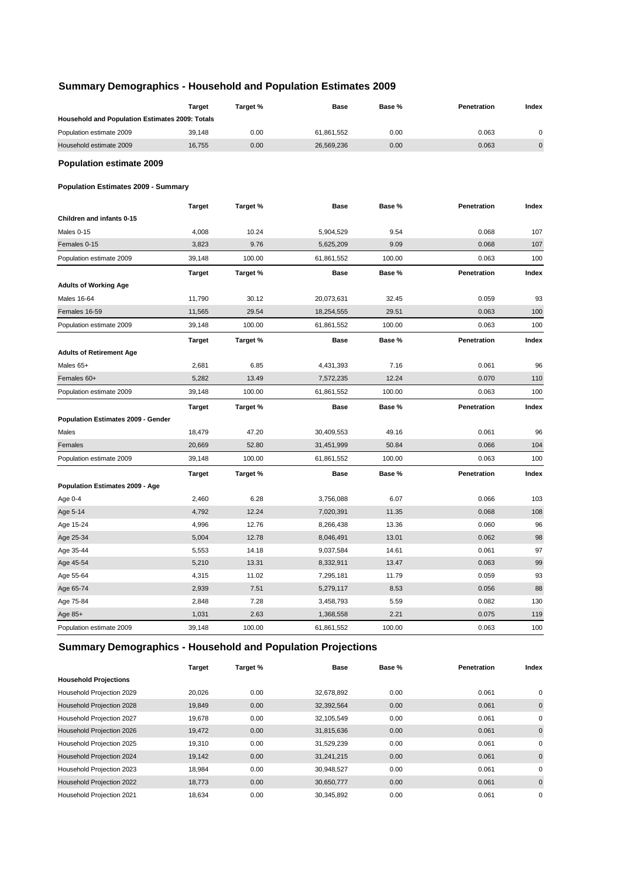## Summary Demographics - Household and Population Estimates 2009

| | Target | Target % | Base | Base % | Penetration | Index |
|---|---|---|---|---|---|---|
| **Household and Population Estimates 2009: Totals** | | | | | | |
| Population estimate 2009 | 39,148 | 0.00 | 61,861,552 | 0.00 | 0.063 | 0 |
| Household estimate 2009 | 16,755 | 0.00 | 26,569,236 | 0.00 | 0.063 | 0 |

### Population estimate 2009

#### Population Estimates 2009 - Summary

| | Target | Target % | Base | Base % | Penetration | Index |
|---|---|---|---|---|---|---|
| **Children and infants 0-15** | | | | | | |
| Males 0-15 | 4,008 | 10.24 | 5,904,529 | 9.54 | 0.068 | 107 |
| Females 0-15 | 3,823 | 9.76 | 5,625,209 | 9.09 | 0.068 | 107 |
| Population estimate 2009 | 39,148 | 100.00 | 61,861,552 | 100.00 | 0.063 | 100 |

| | Target | Target % | Base | Base % | Penetration | Index |
|---|---|---|---|---|---|---|
| **Adults of Working Age** | | | | | | |
| Males 16-64 | 11,790 | 30.12 | 20,073,631 | 32.45 | 0.059 | 93 |
| Females 16-59 | 11,565 | 29.54 | 18,254,555 | 29.51 | 0.063 | 100 |
| Population estimate 2009 | 39,148 | 100.00 | 61,861,552 | 100.00 | 0.063 | 100 |

| | Target | Target % | Base | Base % | Penetration | Index |
|---|---|---|---|---|---|---|
| **Adults of Retirement Age** | | | | | | |
| Males 65+ | 2,681 | 6.85 | 4,431,393 | 7.16 | 0.061 | 96 |
| Females 60+ | 5,282 | 13.49 | 7,572,235 | 12.24 | 0.070 | 110 |
| Population estimate 2009 | 39,148 | 100.00 | 61,861,552 | 100.00 | 0.063 | 100 |

| | Target | Target % | Base | Base % | Penetration | Index |
|---|---|---|---|---|---|---|
| **Population Estimates 2009 - Gender** | | | | | | |
| Males | 18,479 | 47.20 | 30,409,553 | 49.16 | 0.061 | 96 |
| Females | 20,669 | 52.80 | 31,451,999 | 50.84 | 0.066 | 104 |
| Population estimate 2009 | 39,148 | 100.00 | 61,861,552 | 100.00 | 0.063 | 100 |

| | Target | Target % | Base | Base % | Penetration | Index |
|---|---|---|---|---|---|---|
| **Population Estimates 2009 - Age** | | | | | | |
| Age 0-4 | 2,460 | 6.28 | 3,756,088 | 6.07 | 0.066 | 103 |
| Age 5-14 | 4,792 | 12.24 | 7,020,391 | 11.35 | 0.068 | 108 |
| Age 15-24 | 4,996 | 12.76 | 8,266,438 | 13.36 | 0.060 | 96 |
| Age 25-34 | 5,004 | 12.78 | 8,046,491 | 13.01 | 0.062 | 98 |
| Age 35-44 | 5,553 | 14.18 | 9,037,584 | 14.61 | 0.061 | 97 |
| Age 45-54 | 5,210 | 13.31 | 8,332,911 | 13.47 | 0.063 | 99 |
| Age 55-64 | 4,315 | 11.02 | 7,295,181 | 11.79 | 0.059 | 93 |
| Age 65-74 | 2,939 | 7.51 | 5,279,117 | 8.53 | 0.056 | 88 |
| Age 75-84 | 2,848 | 7.28 | 3,458,793 | 5.59 | 0.082 | 130 |
| Age 85+ | 1,031 | 2.63 | 1,368,558 | 2.21 | 0.075 | 119 |
| Population estimate 2009 | 39,148 | 100.00 | 61,861,552 | 100.00 | 0.063 | 100 |

## Summary Demographics - Household and Population Projections

| | Target | Target % | Base | Base % | Penetration | Index |
|---|---|---|---|---|---|---|
| **Household Projections** | | | | | | |
| Household Projection 2029 | 20,026 | 0.00 | 32,678,892 | 0.00 | 0.061 | 0 |
| Household Projection 2028 | 19,849 | 0.00 | 32,392,564 | 0.00 | 0.061 | 0 |
| Household Projection 2027 | 19,678 | 0.00 | 32,105,549 | 0.00 | 0.061 | 0 |
| Household Projection 2026 | 19,472 | 0.00 | 31,815,636 | 0.00 | 0.061 | 0 |
| Household Projection 2025 | 19,310 | 0.00 | 31,529,239 | 0.00 | 0.061 | 0 |
| Household Projection 2024 | 19,142 | 0.00 | 31,241,215 | 0.00 | 0.061 | 0 |
| Household Projection 2023 | 18,984 | 0.00 | 30,948,527 | 0.00 | 0.061 | 0 |
| Household Projection 2022 | 18,773 | 0.00 | 30,650,777 | 0.00 | 0.061 | 0 |
| Household Projection 2021 | 18,634 | 0.00 | 30,345,892 | 0.00 | 0.061 | 0 |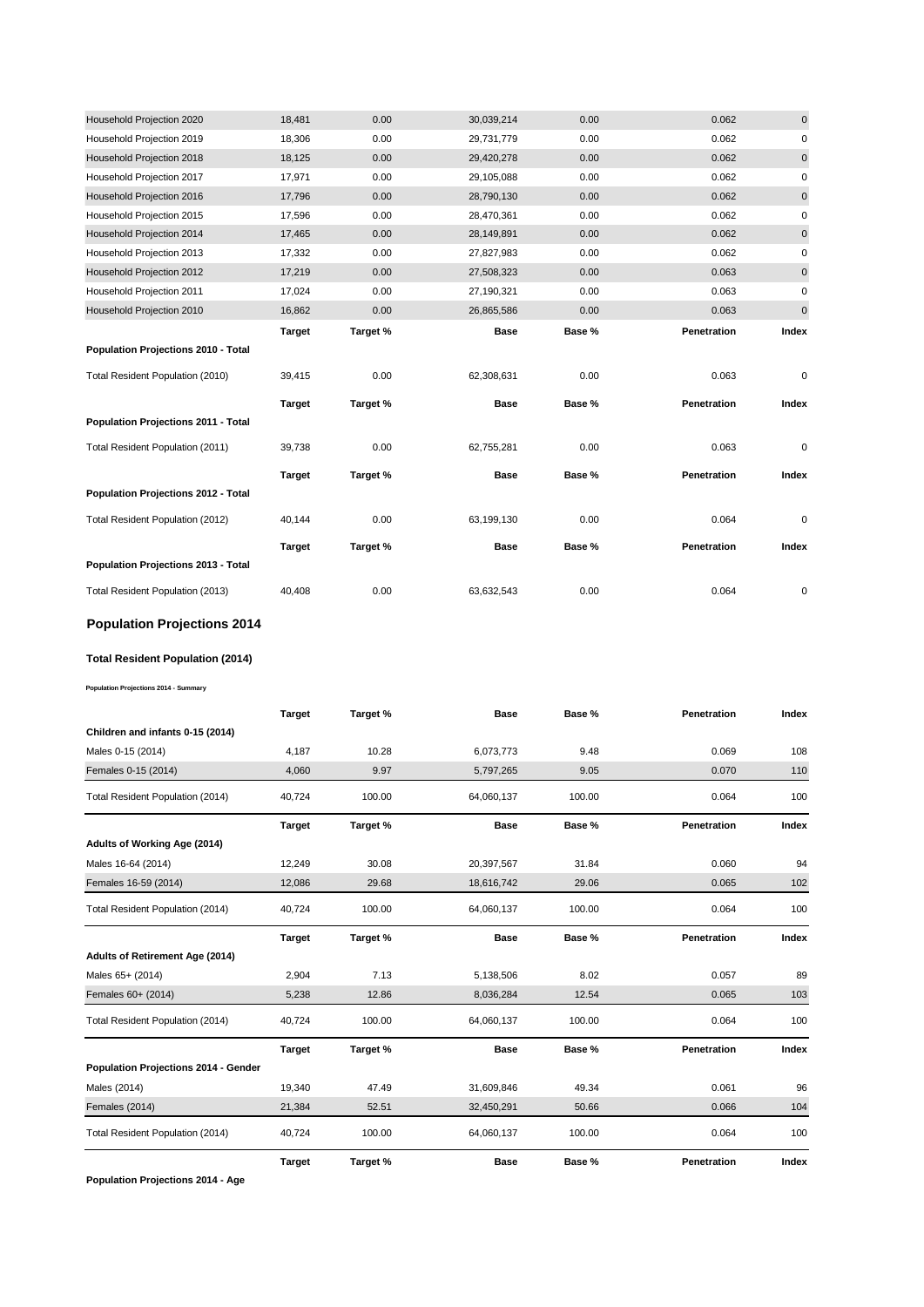| | | | | | | |
|---|---|---|---|---|---|---|
| Household Projection 2020 | 18,481 | 0.00 | 30,039,214 | 0.00 | 0.062 | 0 |
| Household Projection 2019 | 18,306 | 0.00 | 29,731,779 | 0.00 | 0.062 | 0 |
| Household Projection 2018 | 18,125 | 0.00 | 29,420,278 | 0.00 | 0.062 | 0 |
| Household Projection 2017 | 17,971 | 0.00 | 29,105,088 | 0.00 | 0.062 | 0 |
| Household Projection 2016 | 17,796 | 0.00 | 28,790,130 | 0.00 | 0.062 | 0 |
| Household Projection 2015 | 17,596 | 0.00 | 28,470,361 | 0.00 | 0.062 | 0 |
| Household Projection 2014 | 17,465 | 0.00 | 28,149,891 | 0.00 | 0.062 | 0 |
| Household Projection 2013 | 17,332 | 0.00 | 27,827,983 | 0.00 | 0.062 | 0 |
| Household Projection 2012 | 17,219 | 0.00 | 27,508,323 | 0.00 | 0.063 | 0 |
| Household Projection 2011 | 17,024 | 0.00 | 27,190,321 | 0.00 | 0.063 | 0 |
| Household Projection 2010 | 16,862 | 0.00 | 26,865,586 | 0.00 | 0.063 | 0 |

| | Target | Target % | Base | Base % | Penetration | Index |
|---|---|---|---|---|---|---|
| **Population Projections 2010 - Total** | | | | | | |
| Total Resident Population (2010) | 39,415 | 0.00 | 62,308,631 | 0.00 | 0.063 | 0 |

| | Target | Target % | Base | Base % | Penetration | Index |
|---|---|---|---|---|---|---|
| **Population Projections 2011 - Total** | | | | | | |
| Total Resident Population (2011) | 39,738 | 0.00 | 62,755,281 | 0.00 | 0.063 | 0 |

| | Target | Target % | Base | Base % | Penetration | Index |
|---|---|---|---|---|---|---|
| **Population Projections 2012 - Total** | | | | | | |
| Total Resident Population (2012) | 40,144 | 0.00 | 63,199,130 | 0.00 | 0.064 | 0 |

| | Target | Target % | Base | Base % | Penetration | Index |
|---|---|---|---|---|---|---|
| **Population Projections 2013 - Total** | | | | | | |
| Total Resident Population (2013) | 40,408 | 0.00 | 63,632,543 | 0.00 | 0.064 | 0 |

## Population Projections 2014

### Total Resident Population (2014)

**Population Projections 2014 - Summary**

| | Target | Target % | Base | Base % | Penetration | Index |
|---|---|---|---|---|---|---|
| **Children and infants 0-15 (2014)** | | | | | | |
| Males 0-15 (2014) | 4,187 | 10.28 | 6,073,773 | 9.48 | 0.069 | 108 |
| Females 0-15 (2014) | 4,060 | 9.97 | 5,797,265 | 9.05 | 0.070 | 110 |
| Total Resident Population (2014) | 40,724 | 100.00 | 64,060,137 | 100.00 | 0.064 | 100 |

| | Target | Target % | Base | Base % | Penetration | Index |
|---|---|---|---|---|---|---|
| **Adults of Working Age (2014)** | | | | | | |
| Males 16-64 (2014) | 12,249 | 30.08 | 20,397,567 | 31.84 | 0.060 | 94 |
| Females 16-59 (2014) | 12,086 | 29.68 | 18,616,742 | 29.06 | 0.065 | 102 |
| Total Resident Population (2014) | 40,724 | 100.00 | 64,060,137 | 100.00 | 0.064 | 100 |

| | Target | Target % | Base | Base % | Penetration | Index |
|---|---|---|---|---|---|---|
| **Adults of Retirement Age (2014)** | | | | | | |
| Males 65+ (2014) | 2,904 | 7.13 | 5,138,506 | 8.02 | 0.057 | 89 |
| Females 60+ (2014) | 5,238 | 12.86 | 8,036,284 | 12.54 | 0.065 | 103 |
| Total Resident Population (2014) | 40,724 | 100.00 | 64,060,137 | 100.00 | 0.064 | 100 |

| | Target | Target % | Base | Base % | Penetration | Index |
|---|---|---|---|---|---|---|
| **Population Projections 2014 - Gender** | | | | | | |
| Males (2014) | 19,340 | 47.49 | 31,609,846 | 49.34 | 0.061 | 96 |
| Females (2014) | 21,384 | 52.51 | 32,450,291 | 50.66 | 0.066 | 104 |
| Total Resident Population (2014) | 40,724 | 100.00 | 64,060,137 | 100.00 | 0.064 | 100 |

| | Target | Target % | Base | Base % | Penetration | Index |
|---|---|---|---|---|---|---|
| **Population Projections 2014 - Age** | | | | | | |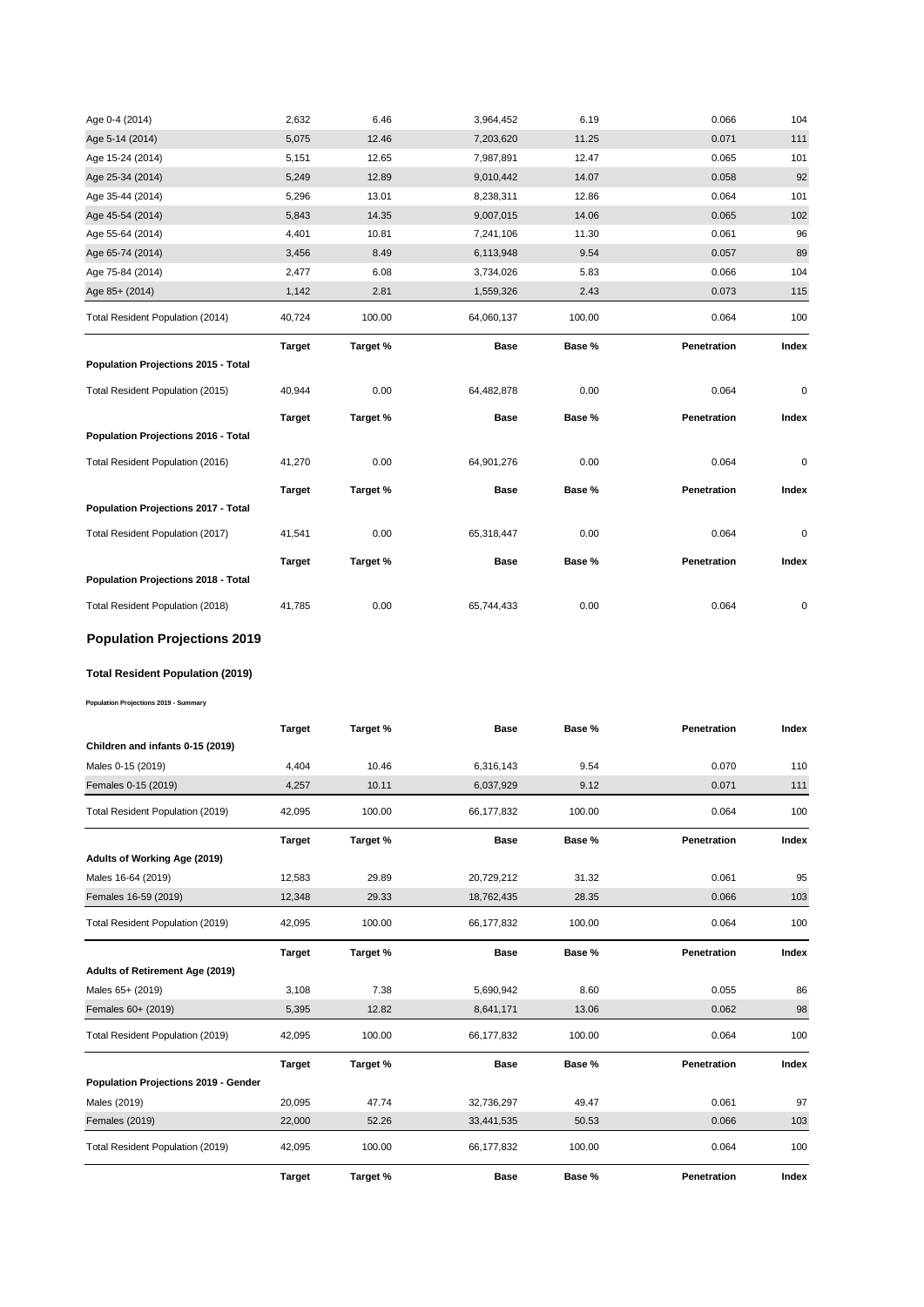| | | | | | | |
|---|---|---|---|---|---|---|
| Age 0-4 (2014) | 2,632 | 6.46 | 3,964,452 | 6.19 | 0.066 | 104 |
| Age 5-14 (2014) | 5,075 | 12.46 | 7,203,620 | 11.25 | 0.071 | 111 |
| Age 15-24 (2014) | 5,151 | 12.65 | 7,987,891 | 12.47 | 0.065 | 101 |
| Age 25-34 (2014) | 5,249 | 12.89 | 9,010,442 | 14.07 | 0.058 | 92 |
| Age 35-44 (2014) | 5,296 | 13.01 | 8,238,311 | 12.86 | 0.064 | 101 |
| Age 45-54 (2014) | 5,843 | 14.35 | 9,007,015 | 14.06 | 0.065 | 102 |
| Age 55-64 (2014) | 4,401 | 10.81 | 7,241,106 | 11.30 | 0.061 | 96 |
| Age 65-74 (2014) | 3,456 | 8.49 | 6,113,948 | 9.54 | 0.057 | 89 |
| Age 75-84 (2014) | 2,477 | 6.08 | 3,734,026 | 5.83 | 0.066 | 104 |
| Age 85+ (2014) | 1,142 | 2.81 | 1,559,326 | 2.43 | 0.073 | 115 |
| Total Resident Population (2014) | 40,724 | 100.00 | 64,060,137 | 100.00 | 0.064 | 100 |

| **Population Projections 2015 - Total** | **Target** | **Target %** | **Base** | **Base %** | **Penetration** | **Index** |
|---|---|---|---|---|---|---|
| Total Resident Population (2015) | 40,944 | 0.00 | 64,482,878 | 0.00 | 0.064 | 0 |

| **Population Projections 2016 - Total** | **Target** | **Target %** | **Base** | **Base %** | **Penetration** | **Index** |
|---|---|---|---|---|---|---|
| Total Resident Population (2016) | 41,270 | 0.00 | 64,901,276 | 0.00 | 0.064 | 0 |

| **Population Projections 2017 - Total** | **Target** | **Target %** | **Base** | **Base %** | **Penetration** | **Index** |
|---|---|---|---|---|---|---|
| Total Resident Population (2017) | 41,541 | 0.00 | 65,318,447 | 0.00 | 0.064 | 0 |

| **Population Projections 2018 - Total** | **Target** | **Target %** | **Base** | **Base %** | **Penetration** | **Index** |
|---|---|---|---|---|---|---|
| Total Resident Population (2018) | 41,785 | 0.00 | 65,744,433 | 0.00 | 0.064 | 0 |

## Population Projections 2019

### Total Resident Population (2019)

**Population Projections 2019 - Summary**

| **Children and infants 0-15 (2019)** | **Target** | **Target %** | **Base** | **Base %** | **Penetration** | **Index** |
|---|---|---|---|---|---|---|
| Males 0-15 (2019) | 4,404 | 10.46 | 6,316,143 | 9.54 | 0.070 | 110 |
| Females 0-15 (2019) | 4,257 | 10.11 | 6,037,929 | 9.12 | 0.071 | 111 |
| Total Resident Population (2019) | 42,095 | 100.00 | 66,177,832 | 100.00 | 0.064 | 100 |

| **Adults of Working Age (2019)** | **Target** | **Target %** | **Base** | **Base %** | **Penetration** | **Index** |
|---|---|---|---|---|---|---|
| Males 16-64 (2019) | 12,583 | 29.89 | 20,729,212 | 31.32 | 0.061 | 95 |
| Females 16-59 (2019) | 12,348 | 29.33 | 18,762,435 | 28.35 | 0.066 | 103 |
| Total Resident Population (2019) | 42,095 | 100.00 | 66,177,832 | 100.00 | 0.064 | 100 |

| **Adults of Retirement Age (2019)** | **Target** | **Target %** | **Base** | **Base %** | **Penetration** | **Index** |
|---|---|---|---|---|---|---|
| Males 65+ (2019) | 3,108 | 7.38 | 5,690,942 | 8.60 | 0.055 | 86 |
| Females 60+ (2019) | 5,395 | 12.82 | 8,641,171 | 13.06 | 0.062 | 98 |
| Total Resident Population (2019) | 42,095 | 100.00 | 66,177,832 | 100.00 | 0.064 | 100 |

| **Population Projections 2019 - Gender** | **Target** | **Target %** | **Base** | **Base %** | **Penetration** | **Index** |
|---|---|---|---|---|---|---|
| Males (2019) | 20,095 | 47.74 | 32,736,297 | 49.47 | 0.061 | 97 |
| Females (2019) | 22,000 | 52.26 | 33,441,535 | 50.53 | 0.066 | 103 |
| Total Resident Population (2019) | 42,095 | 100.00 | 66,177,832 | 100.00 | 0.064 | 100 |

| | **Target** | **Target %** | **Base** | **Base %** | **Penetration** | **Index** |
|---|---|---|---|---|---|---|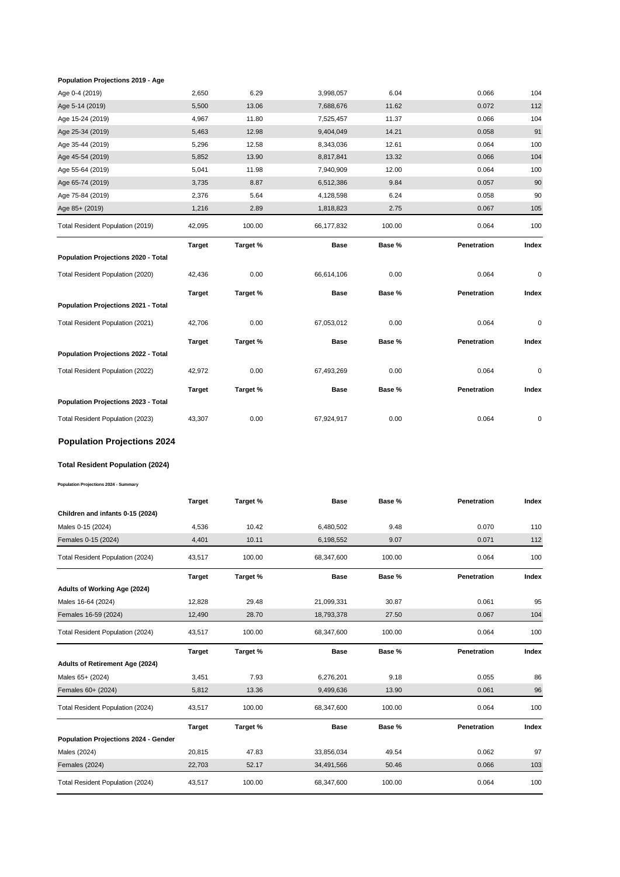**Population Projections 2019 - Age**

| | | | | | | |
|---|---|---|---|---|---|---|
| Age 0-4 (2019) | 2,650 | 6.29 | 3,998,057 | 6.04 | 0.066 | 104 |
| Age 5-14 (2019) | 5,500 | 13.06 | 7,688,676 | 11.62 | 0.072 | 112 |
| Age 15-24 (2019) | 4,967 | 11.80 | 7,525,457 | 11.37 | 0.066 | 104 |
| Age 25-34 (2019) | 5,463 | 12.98 | 9,404,049 | 14.21 | 0.058 | 91 |
| Age 35-44 (2019) | 5,296 | 12.58 | 8,343,036 | 12.61 | 0.064 | 100 |
| Age 45-54 (2019) | 5,852 | 13.90 | 8,817,841 | 13.32 | 0.066 | 104 |
| Age 55-64 (2019) | 5,041 | 11.98 | 7,940,909 | 12.00 | 0.064 | 100 |
| Age 65-74 (2019) | 3,735 | 8.87 | 6,512,386 | 9.84 | 0.057 | 90 |
| Age 75-84 (2019) | 2,376 | 5.64 | 4,128,598 | 6.24 | 0.058 | 90 |
| Age 85+ (2019) | 1,216 | 2.89 | 1,818,823 | 2.75 | 0.067 | 105 |
| Total Resident Population (2019) | 42,095 | 100.00 | 66,177,832 | 100.00 | 0.064 | 100 |

| | Target | Target % | Base | Base % | Penetration | Index |
|---|---|---|---|---|---|---|
| **Population Projections 2020 - Total** | | | | | | |
| Total Resident Population (2020) | 42,436 | 0.00 | 66,614,106 | 0.00 | 0.064 | 0 |

| | Target | Target % | Base | Base % | Penetration | Index |
|---|---|---|---|---|---|---|
| **Population Projections 2021 - Total** | | | | | | |
| Total Resident Population (2021) | 42,706 | 0.00 | 67,053,012 | 0.00 | 0.064 | 0 |

| | Target | Target % | Base | Base % | Penetration | Index |
|---|---|---|---|---|---|---|
| **Population Projections 2022 - Total** | | | | | | |
| Total Resident Population (2022) | 42,972 | 0.00 | 67,493,269 | 0.00 | 0.064 | 0 |

| | Target | Target % | Base | Base % | Penetration | Index |
|---|---|---|---|---|---|---|
| **Population Projections 2023 - Total** | | | | | | |
| Total Resident Population (2023) | 43,307 | 0.00 | 67,924,917 | 0.00 | 0.064 | 0 |

## Population Projections 2024

### Total Resident Population (2024)

**Population Projections 2024 - Summary**

| | Target | Target % | Base | Base % | Penetration | Index |
|---|---|---|---|---|---|---|
| **Children and infants 0-15 (2024)** | | | | | | |
| Males 0-15 (2024) | 4,536 | 10.42 | 6,480,502 | 9.48 | 0.070 | 110 |
| Females 0-15 (2024) | 4,401 | 10.11 | 6,198,552 | 9.07 | 0.071 | 112 |
| Total Resident Population (2024) | 43,517 | 100.00 | 68,347,600 | 100.00 | 0.064 | 100 |

| | Target | Target % | Base | Base % | Penetration | Index |
|---|---|---|---|---|---|---|
| **Adults of Working Age (2024)** | | | | | | |
| Males 16-64 (2024) | 12,828 | 29.48 | 21,099,331 | 30.87 | 0.061 | 95 |
| Females 16-59 (2024) | 12,490 | 28.70 | 18,793,378 | 27.50 | 0.067 | 104 |
| Total Resident Population (2024) | 43,517 | 100.00 | 68,347,600 | 100.00 | 0.064 | 100 |

| | Target | Target % | Base | Base % | Penetration | Index |
|---|---|---|---|---|---|---|
| **Adults of Retirement Age (2024)** | | | | | | |
| Males 65+ (2024) | 3,451 | 7.93 | 6,276,201 | 9.18 | 0.055 | 86 |
| Females 60+ (2024) | 5,812 | 13.36 | 9,499,636 | 13.90 | 0.061 | 96 |
| Total Resident Population (2024) | 43,517 | 100.00 | 68,347,600 | 100.00 | 0.064 | 100 |

| | Target | Target % | Base | Base % | Penetration | Index |
|---|---|---|---|---|---|---|
| **Population Projections 2024 - Gender** | | | | | | |
| Males (2024) | 20,815 | 47.83 | 33,856,034 | 49.54 | 0.062 | 97 |
| Females (2024) | 22,703 | 52.17 | 34,491,566 | 50.46 | 0.066 | 103 |
| Total Resident Population (2024) | 43,517 | 100.00 | 68,347,600 | 100.00 | 0.064 | 100 |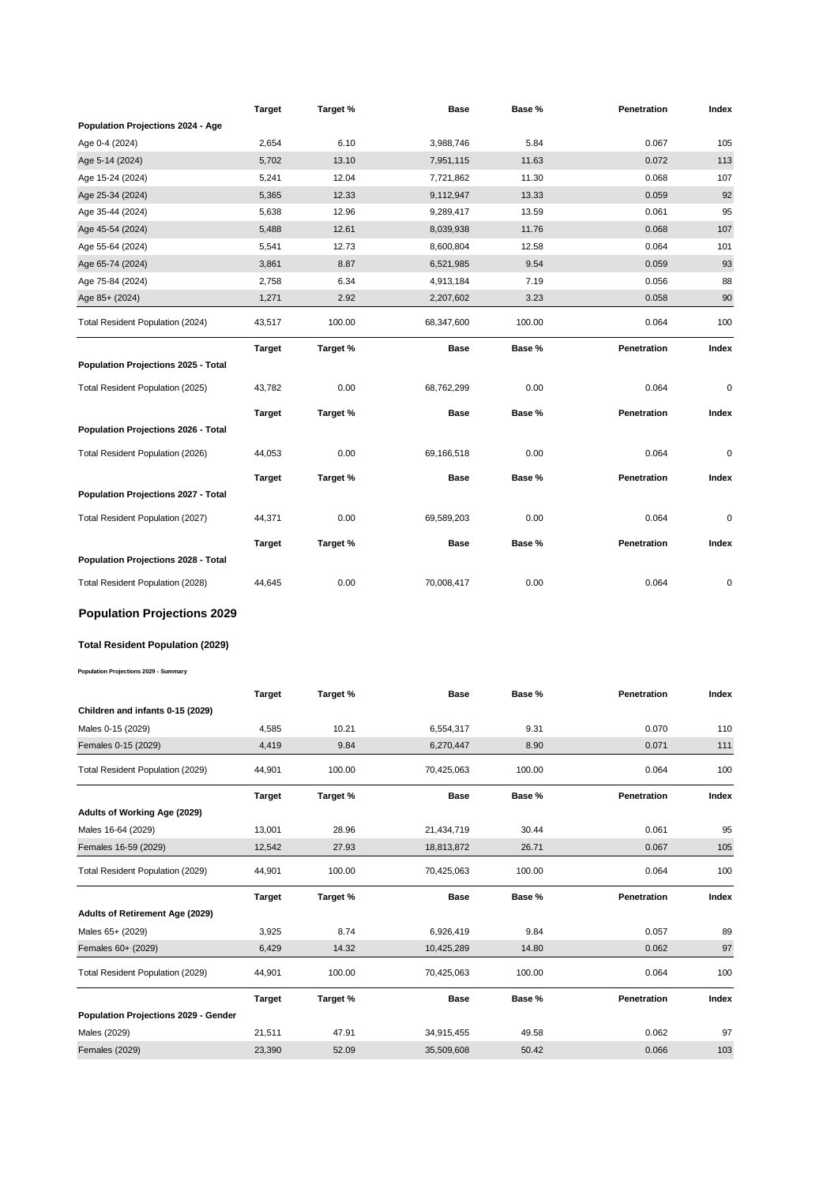| | Target | Target % | Base | Base % | Penetration | Index |
|---|---|---|---|---|---|---|
| **Population Projections 2024 - Age** | | | | | | |
| Age 0-4 (2024) | 2,654 | 6.10 | 3,988,746 | 5.84 | 0.067 | 105 |
| Age 5-14 (2024) | 5,702 | 13.10 | 7,951,115 | 11.63 | 0.072 | 113 |
| Age 15-24 (2024) | 5,241 | 12.04 | 7,721,862 | 11.30 | 0.068 | 107 |
| Age 25-34 (2024) | 5,365 | 12.33 | 9,112,947 | 13.33 | 0.059 | 92 |
| Age 35-44 (2024) | 5,638 | 12.96 | 9,289,417 | 13.59 | 0.061 | 95 |
| Age 45-54 (2024) | 5,488 | 12.61 | 8,039,938 | 11.76 | 0.068 | 107 |
| Age 55-64 (2024) | 5,541 | 12.73 | 8,600,804 | 12.58 | 0.064 | 101 |
| Age 65-74 (2024) | 3,861 | 8.87 | 6,521,985 | 9.54 | 0.059 | 93 |
| Age 75-84 (2024) | 2,758 | 6.34 | 4,913,184 | 7.19 | 0.056 | 88 |
| Age 85+ (2024) | 1,271 | 2.92 | 2,207,602 | 3.23 | 0.058 | 90 |
| Total Resident Population (2024) | 43,517 | 100.00 | 68,347,600 | 100.00 | 0.064 | 100 |

| | Target | Target % | Base | Base % | Penetration | Index |
|---|---|---|---|---|---|---|
| **Population Projections 2025 - Total** | | | | | | |
| Total Resident Population (2025) | 43,782 | 0.00 | 68,762,299 | 0.00 | 0.064 | 0 |

| | Target | Target % | Base | Base % | Penetration | Index |
|---|---|---|---|---|---|---|
| **Population Projections 2026 - Total** | | | | | | |
| Total Resident Population (2026) | 44,053 | 0.00 | 69,166,518 | 0.00 | 0.064 | 0 |

| | Target | Target % | Base | Base % | Penetration | Index |
|---|---|---|---|---|---|---|
| **Population Projections 2027 - Total** | | | | | | |
| Total Resident Population (2027) | 44,371 | 0.00 | 69,589,203 | 0.00 | 0.064 | 0 |

| | Target | Target % | Base | Base % | Penetration | Index |
|---|---|---|---|---|---|---|
| **Population Projections 2028 - Total** | | | | | | |
| Total Resident Population (2028) | 44,645 | 0.00 | 70,008,417 | 0.00 | 0.064 | 0 |

## Population Projections 2029

### Total Resident Population (2029)

###### Population Projections 2029 - Summary

| | Target | Target % | Base | Base % | Penetration | Index |
|---|---|---|---|---|---|---|
| **Children and infants 0-15 (2029)** | | | | | | |
| Males 0-15 (2029) | 4,585 | 10.21 | 6,554,317 | 9.31 | 0.070 | 110 |
| Females 0-15 (2029) | 4,419 | 9.84 | 6,270,447 | 8.90 | 0.071 | 111 |
| Total Resident Population (2029) | 44,901 | 100.00 | 70,425,063 | 100.00 | 0.064 | 100 |

| | Target | Target % | Base | Base % | Penetration | Index |
|---|---|---|---|---|---|---|
| **Adults of Working Age (2029)** | | | | | | |
| Males 16-64 (2029) | 13,001 | 28.96 | 21,434,719 | 30.44 | 0.061 | 95 |
| Females 16-59 (2029) | 12,542 | 27.93 | 18,813,872 | 26.71 | 0.067 | 105 |
| Total Resident Population (2029) | 44,901 | 100.00 | 70,425,063 | 100.00 | 0.064 | 100 |

| | Target | Target % | Base | Base % | Penetration | Index |
|---|---|---|---|---|---|---|
| **Adults of Retirement Age (2029)** | | | | | | |
| Males 65+ (2029) | 3,925 | 8.74 | 6,926,419 | 9.84 | 0.057 | 89 |
| Females 60+ (2029) | 6,429 | 14.32 | 10,425,289 | 14.80 | 0.062 | 97 |
| Total Resident Population (2029) | 44,901 | 100.00 | 70,425,063 | 100.00 | 0.064 | 100 |

| | Target | Target % | Base | Base % | Penetration | Index |
|---|---|---|---|---|---|---|
| **Population Projections 2029 - Gender** | | | | | | |
| Males (2029) | 21,511 | 47.91 | 34,915,455 | 49.58 | 0.062 | 97 |
| Females (2029) | 23,390 | 52.09 | 35,509,608 | 50.42 | 0.066 | 103 |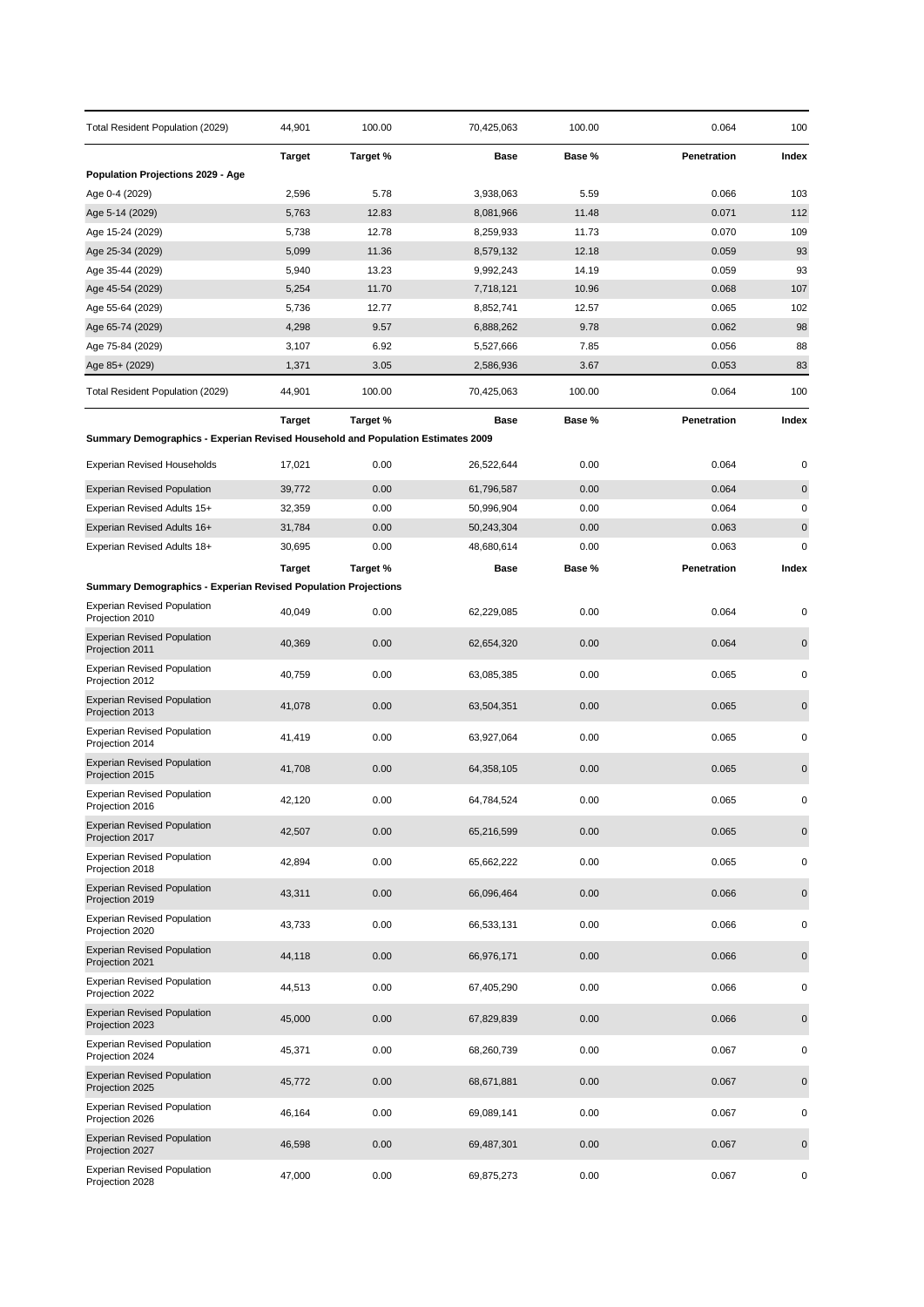| Total Resident Population (2029) | 44,901 | 100.00 | 70,425,063 | 100.00 | 0.064 | 100 |
|---|---|---|---|---|---|---|

| | Target | Target % | Base | Base % | Penetration | Index |
|---|---|---|---|---|---|---|
| **Population Projections 2029 - Age** | | | | | | |
| Age 0-4 (2029) | 2,596 | 5.78 | 3,938,063 | 5.59 | 0.066 | 103 |
| Age 5-14 (2029) | 5,763 | 12.83 | 8,081,966 | 11.48 | 0.071 | 112 |
| Age 15-24 (2029) | 5,738 | 12.78 | 8,259,933 | 11.73 | 0.070 | 109 |
| Age 25-34 (2029) | 5,099 | 11.36 | 8,579,132 | 12.18 | 0.059 | 93 |
| Age 35-44 (2029) | 5,940 | 13.23 | 9,992,243 | 14.19 | 0.059 | 93 |
| Age 45-54 (2029) | 5,254 | 11.70 | 7,718,121 | 10.96 | 0.068 | 107 |
| Age 55-64 (2029) | 5,736 | 12.77 | 8,852,741 | 12.57 | 0.065 | 102 |
| Age 65-74 (2029) | 4,298 | 9.57 | 6,888,262 | 9.78 | 0.062 | 98 |
| Age 75-84 (2029) | 3,107 | 6.92 | 5,527,666 | 7.85 | 0.056 | 88 |
| Age 85+ (2029) | 1,371 | 3.05 | 2,586,936 | 3.67 | 0.053 | 83 |
| Total Resident Population (2029) | 44,901 | 100.00 | 70,425,063 | 100.00 | 0.064 | 100 |

| | Target | Target % | Base | Base % | Penetration | Index |
|---|---|---|---|---|---|---|
| **Summary Demographics - Experian Revised Household and Population Estimates 2009** | | | | | | |
| Experian Revised Households | 17,021 | 0.00 | 26,522,644 | 0.00 | 0.064 | 0 |
| Experian Revised Population | 39,772 | 0.00 | 61,796,587 | 0.00 | 0.064 | 0 |
| Experian Revised Adults 15+ | 32,359 | 0.00 | 50,996,904 | 0.00 | 0.064 | 0 |
| Experian Revised Adults 16+ | 31,784 | 0.00 | 50,243,304 | 0.00 | 0.063 | 0 |
| Experian Revised Adults 18+ | 30,695 | 0.00 | 48,680,614 | 0.00 | 0.063 | 0 |

| | Target | Target % | Base | Base % | Penetration | Index |
|---|---|---|---|---|---|---|
| **Summary Demographics - Experian Revised Population Projections** | | | | | | |
| Experian Revised Population Projection 2010 | 40,049 | 0.00 | 62,229,085 | 0.00 | 0.064 | 0 |
| Experian Revised Population Projection 2011 | 40,369 | 0.00 | 62,654,320 | 0.00 | 0.064 | 0 |
| Experian Revised Population Projection 2012 | 40,759 | 0.00 | 63,085,385 | 0.00 | 0.065 | 0 |
| Experian Revised Population Projection 2013 | 41,078 | 0.00 | 63,504,351 | 0.00 | 0.065 | 0 |
| Experian Revised Population Projection 2014 | 41,419 | 0.00 | 63,927,064 | 0.00 | 0.065 | 0 |
| Experian Revised Population Projection 2015 | 41,708 | 0.00 | 64,358,105 | 0.00 | 0.065 | 0 |
| Experian Revised Population Projection 2016 | 42,120 | 0.00 | 64,784,524 | 0.00 | 0.065 | 0 |
| Experian Revised Population Projection 2017 | 42,507 | 0.00 | 65,216,599 | 0.00 | 0.065 | 0 |
| Experian Revised Population Projection 2018 | 42,894 | 0.00 | 65,662,222 | 0.00 | 0.065 | 0 |
| Experian Revised Population Projection 2019 | 43,311 | 0.00 | 66,096,464 | 0.00 | 0.066 | 0 |
| Experian Revised Population Projection 2020 | 43,733 | 0.00 | 66,533,131 | 0.00 | 0.066 | 0 |
| Experian Revised Population Projection 2021 | 44,118 | 0.00 | 66,976,171 | 0.00 | 0.066 | 0 |
| Experian Revised Population Projection 2022 | 44,513 | 0.00 | 67,405,290 | 0.00 | 0.066 | 0 |
| Experian Revised Population Projection 2023 | 45,000 | 0.00 | 67,829,839 | 0.00 | 0.066 | 0 |
| Experian Revised Population Projection 2024 | 45,371 | 0.00 | 68,260,739 | 0.00 | 0.067 | 0 |
| Experian Revised Population Projection 2025 | 45,772 | 0.00 | 68,671,881 | 0.00 | 0.067 | 0 |
| Experian Revised Population Projection 2026 | 46,164 | 0.00 | 69,089,141 | 0.00 | 0.067 | 0 |
| Experian Revised Population Projection 2027 | 46,598 | 0.00 | 69,487,301 | 0.00 | 0.067 | 0 |
| Experian Revised Population Projection 2028 | 47,000 | 0.00 | 69,875,273 | 0.00 | 0.067 | 0 |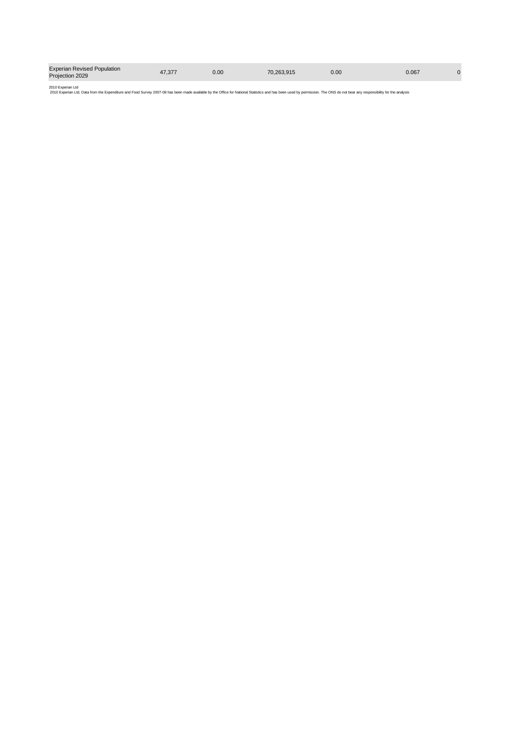| | | | | | | |
|---|---|---|---|---|---|---|
| Experian Revised Population Projection 2029 | 47,377 | 0.00 | 70,263,915 | 0.00 | 0.067 | 0 |

2010 Experian Ltd

2010 Experian Ltd, Data from the Expenditure and Food Survey 2007-08 has been made available by the Office for National Statistics and has been used by permission. The ONS do not bear any responsibility for the analysis